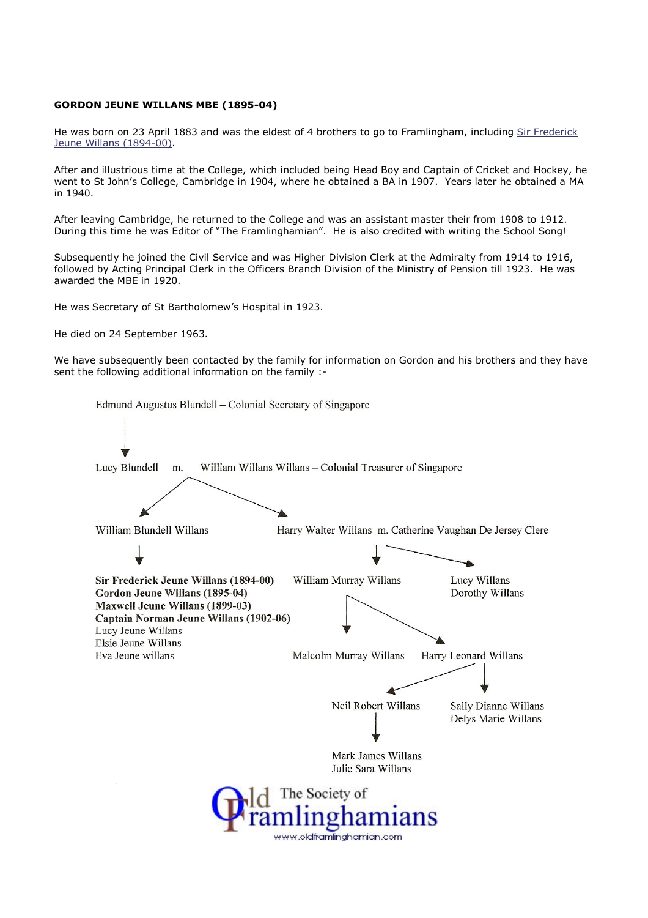**GORDON JEUNE WILLANS MBE (1895-04)**

He was born on 23 April 1883 and was the eldest of 4 brothers to go to Framlingham, including [Sir Frederick Jeune Willans (1894-00)].

After and illustrious time at the College, which included being Head Boy and Captain of Cricket and Hockey, he went to St John's College, Cambridge in 1904, where he obtained a BA in 1907. Years later he obtained a MA in 1940.

After leaving Cambridge, he returned to the College and was an assistant master their from 1908 to 1912. During this time he was Editor of "The Framlinghamian". He is also credited with writing the School Song!

Subsequently he joined the Civil Service and was Higher Division Clerk at the Admiralty from 1914 to 1916, followed by Acting Principal Clerk in the Officers Branch Division of the Ministry of Pension till 1923. He was awarded the MBE in 1920.

He was Secretary of St Bartholomew's Hospital in 1923.

He died on 24 September 1963.

We have subsequently been contacted by the family for information on Gordon and his brothers and they have sent the following additional information on the family :-

Edmund Augustus Blundell – Colonial Secretary of Singapore

↓

Lucy Blundell m. William Willans Willans – Colonial Treasurer of Singapore

Children:

- William Blundell Willans
  - **Sir Frederick Jeune Willans (1894-00)**
  - **Gordon Jeune Willans (1895-04)**
  - **Maxwell Jeune Willans (1899-03)**
  - **Captain Norman Jeune Willans (1902-06)**
  - Lucy Jeune Willans
  - Elsie Jeune Willans
  - Eva Jeune willans
- Harry Walter Willans m. Catherine Vaughan De Jersey Clere
  - William Murray Willans
    - Malcolm Murray Willans
    - Harry Leonard Willans
      - Neil Robert Willans
        - Mark James Willans
        - Julie Sara Willans
      - Sally Dianne Willans
      - Delys Marie Willans
  - Lucy Willans
  - Dorothy Willans

The Society of Old Framlinghamians

www.oldframlinghamian.com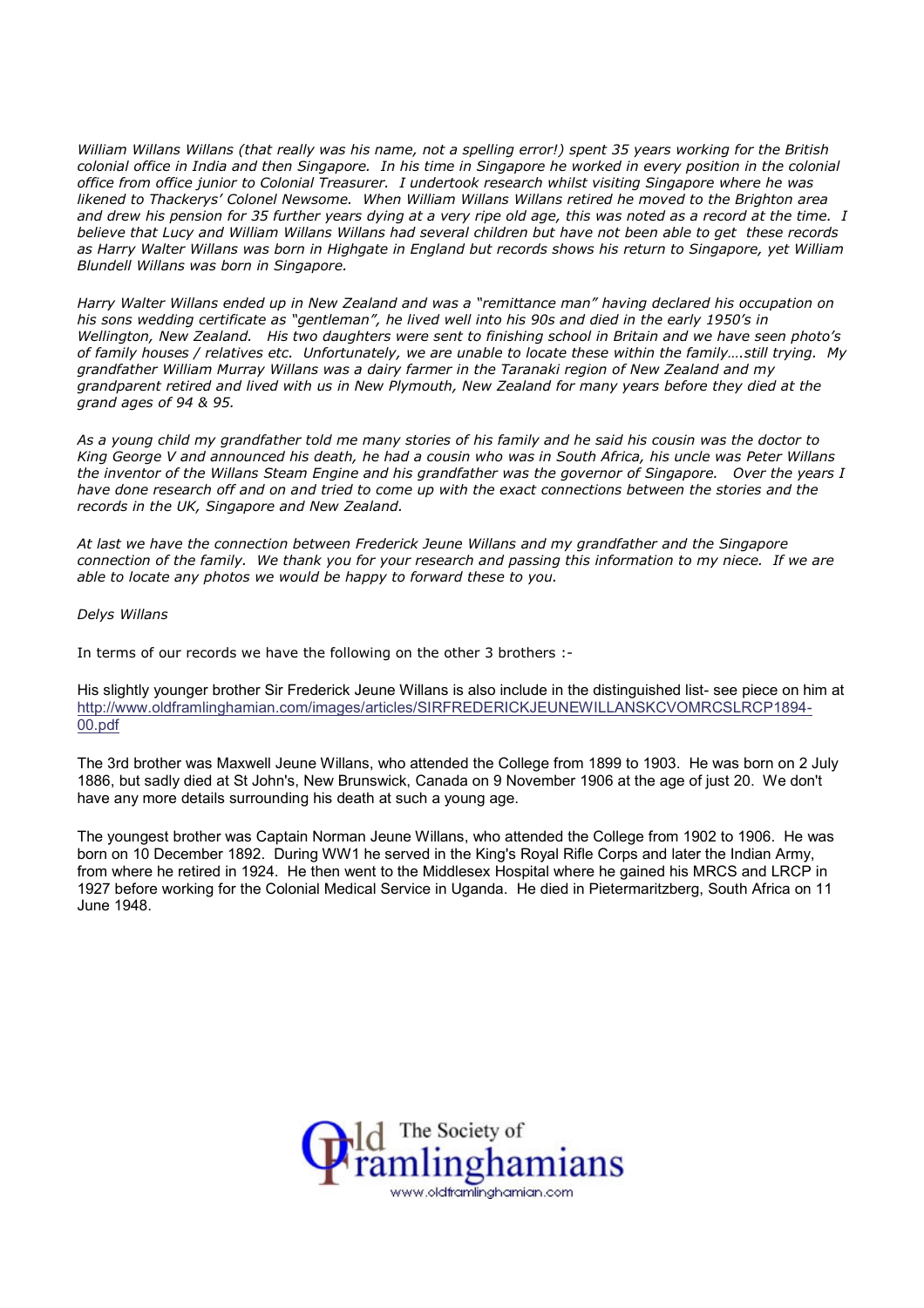*William Willans Willans (that really was his name, not a spelling error!) spent 35 years working for the British colonial office in India and then Singapore. In his time in Singapore he worked in every position in the colonial office from office junior to Colonial Treasurer. I undertook research whilst visiting Singapore where he was likened to Thackerys' Colonel Newsome. When William Willans Willans retired he moved to the Brighton area and drew his pension for 35 further years dying at a very ripe old age, this was noted as a record at the time. I believe that Lucy and William Willans Willans had several children but have not been able to get these records as Harry Walter Willans was born in Highgate in England but records shows his return to Singapore, yet William Blundell Willans was born in Singapore.*

*Harry Walter Willans ended up in New Zealand and was a "remittance man" having declared his occupation on his sons wedding certificate as "gentleman", he lived well into his 90s and died in the early 1950's in Wellington, New Zealand. His two daughters were sent to finishing school in Britain and we have seen photo's of family houses / relatives etc. Unfortunately, we are unable to locate these within the family….still trying. My grandfather William Murray Willans was a dairy farmer in the Taranaki region of New Zealand and my grandparent retired and lived with us in New Plymouth, New Zealand for many years before they died at the grand ages of 94 & 95.*

*As a young child my grandfather told me many stories of his family and he said his cousin was the doctor to King George V and announced his death, he had a cousin who was in South Africa, his uncle was Peter Willans the inventor of the Willans Steam Engine and his grandfather was the governor of Singapore. Over the years I have done research off and on and tried to come up with the exact connections between the stories and the records in the UK, Singapore and New Zealand.*

*At last we have the connection between Frederick Jeune Willans and my grandfather and the Singapore connection of the family. We thank you for your research and passing this information to my niece. If we are able to locate any photos we would be happy to forward these to you.*

*Delys Willans*

In terms of our records we have the following on the other 3 brothers :-

His slightly younger brother Sir Frederick Jeune Willans is also include in the distinguished list- see piece on him at http://www.oldframlinghamian.com/images/articles/SIRFREDERICKJEUNEWILLANSKCVOMRCSLRCP1894-00.pdf

The 3rd brother was Maxwell Jeune Willans, who attended the College from 1899 to 1903. He was born on 2 July 1886, but sadly died at St John's, New Brunswick, Canada on 9 November 1906 at the age of just 20. We don't have any more details surrounding his death at such a young age.

The youngest brother was Captain Norman Jeune Willans, who attended the College from 1902 to 1906. He was born on 10 December 1892. During WW1 he served in the King's Royal Rifle Corps and later the Indian Army, from where he retired in 1924. He then went to the Middlesex Hospital where he gained his MRCS and LRCP in 1927 before working for the Colonial Medical Service in Uganda. He died in Pietermaritzberg, South Africa on 11 June 1948.